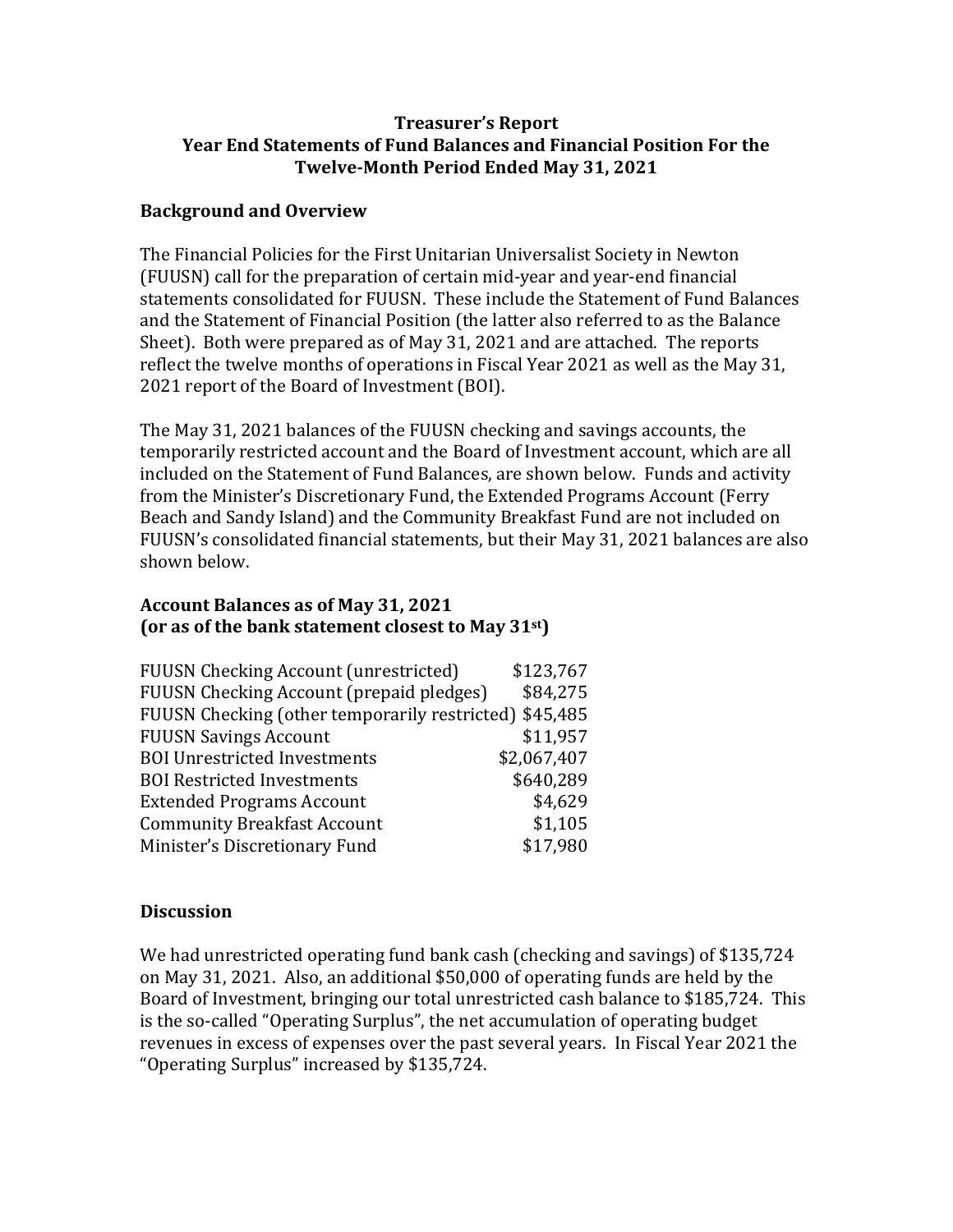**Treasurer's Report**
**Year End Statements of Fund Balances and Financial Position For the Twelve-Month Period Ended May 31, 2021**

## Background and Overview

The Financial Policies for the First Unitarian Universalist Society in Newton (FUUSN) call for the preparation of certain mid-year and year-end financial statements consolidated for FUUSN. These include the Statement of Fund Balances and the Statement of Financial Position (the latter also referred to as the Balance Sheet). Both were prepared as of May 31, 2021 and are attached. The reports reflect the twelve months of operations in Fiscal Year 2021 as well as the May 31, 2021 report of the Board of Investment (BOI).

The May 31, 2021 balances of the FUUSN checking and savings accounts, the temporarily restricted account and the Board of Investment account, which are all included on the Statement of Fund Balances, are shown below. Funds and activity from the Minister's Discretionary Fund, the Extended Programs Account (Ferry Beach and Sandy Island) and the Community Breakfast Fund are not included on FUUSN's consolidated financial statements, but their May 31, 2021 balances are also shown below.

## Account Balances as of May 31, 2021 (or as of the bank statement closest to May 31st)

| Account | Balance |
|---|---|
| FUUSN Checking Account (unrestricted) | $123,767 |
| FUUSN Checking Account (prepaid pledges) | $84,275 |
| FUUSN Checking (other temporarily restricted) | $45,485 |
| FUUSN Savings Account | $11,957 |
| BOI Unrestricted Investments | $2,067,407 |
| BOI Restricted Investments | $640,289 |
| Extended Programs Account | $4,629 |
| Community Breakfast Account | $1,105 |
| Minister's Discretionary Fund | $17,980 |

## Discussion

We had unrestricted operating fund bank cash (checking and savings) of $135,724 on May 31, 2021. Also, an additional $50,000 of operating funds are held by the Board of Investment, bringing our total unrestricted cash balance to $185,724. This is the so-called "Operating Surplus", the net accumulation of operating budget revenues in excess of expenses over the past several years. In Fiscal Year 2021 the "Operating Surplus" increased by $135,724.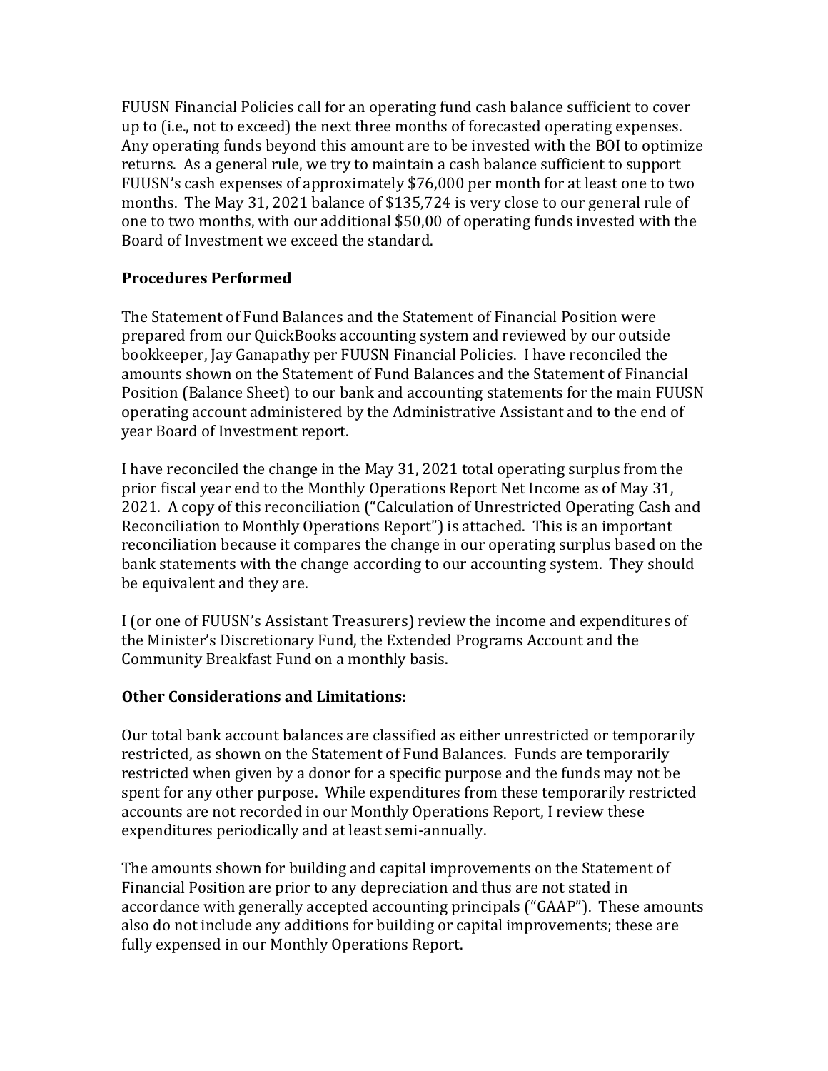FUUSN Financial Policies call for an operating fund cash balance sufficient to cover up to (i.e., not to exceed) the next three months of forecasted operating expenses. Any operating funds beyond this amount are to be invested with the BOI to optimize returns. As a general rule, we try to maintain a cash balance sufficient to support FUUSN's cash expenses of approximately $76,000 per month for at least one to two months. The May 31, 2021 balance of $135,724 is very close to our general rule of one to two months, with our additional $50,00 of operating funds invested with the Board of Investment we exceed the standard.

**Procedures Performed**

The Statement of Fund Balances and the Statement of Financial Position were prepared from our QuickBooks accounting system and reviewed by our outside bookkeeper, Jay Ganapathy per FUUSN Financial Policies. I have reconciled the amounts shown on the Statement of Fund Balances and the Statement of Financial Position (Balance Sheet) to our bank and accounting statements for the main FUUSN operating account administered by the Administrative Assistant and to the end of year Board of Investment report.

I have reconciled the change in the May 31, 2021 total operating surplus from the prior fiscal year end to the Monthly Operations Report Net Income as of May 31, 2021. A copy of this reconciliation ("Calculation of Unrestricted Operating Cash and Reconciliation to Monthly Operations Report") is attached. This is an important reconciliation because it compares the change in our operating surplus based on the bank statements with the change according to our accounting system. They should be equivalent and they are.

I (or one of FUUSN's Assistant Treasurers) review the income and expenditures of the Minister's Discretionary Fund, the Extended Programs Account and the Community Breakfast Fund on a monthly basis.

**Other Considerations and Limitations:**

Our total bank account balances are classified as either unrestricted or temporarily restricted, as shown on the Statement of Fund Balances. Funds are temporarily restricted when given by a donor for a specific purpose and the funds may not be spent for any other purpose. While expenditures from these temporarily restricted accounts are not recorded in our Monthly Operations Report, I review these expenditures periodically and at least semi-annually.

The amounts shown for building and capital improvements on the Statement of Financial Position are prior to any depreciation and thus are not stated in accordance with generally accepted accounting principals ("GAAP"). These amounts also do not include any additions for building or capital improvements; these are fully expensed in our Monthly Operations Report.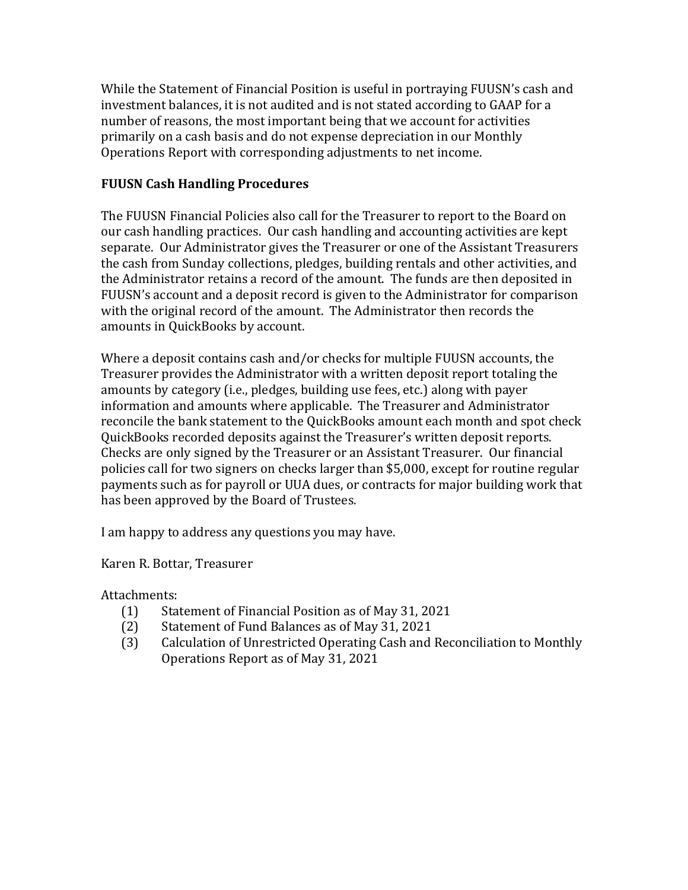While the Statement of Financial Position is useful in portraying FUUSN's cash and investment balances, it is not audited and is not stated according to GAAP for a number of reasons, the most important being that we account for activities primarily on a cash basis and do not expense depreciation in our Monthly Operations Report with corresponding adjustments to net income.

**FUUSN Cash Handling Procedures**

The FUUSN Financial Policies also call for the Treasurer to report to the Board on our cash handling practices. Our cash handling and accounting activities are kept separate. Our Administrator gives the Treasurer or one of the Assistant Treasurers the cash from Sunday collections, pledges, building rentals and other activities, and the Administrator retains a record of the amount. The funds are then deposited in FUUSN's account and a deposit record is given to the Administrator for comparison with the original record of the amount. The Administrator then records the amounts in QuickBooks by account.

Where a deposit contains cash and/or checks for multiple FUUSN accounts, the Treasurer provides the Administrator with a written deposit report totaling the amounts by category (i.e., pledges, building use fees, etc.) along with payer information and amounts where applicable. The Treasurer and Administrator reconcile the bank statement to the QuickBooks amount each month and spot check QuickBooks recorded deposits against the Treasurer's written deposit reports. Checks are only signed by the Treasurer or an Assistant Treasurer. Our financial policies call for two signers on checks larger than $5,000, except for routine regular payments such as for payroll or UUA dues, or contracts for major building work that has been approved by the Board of Trustees.

I am happy to address any questions you may have.

Karen R. Bottar, Treasurer

Attachments:

(1) Statement of Financial Position as of May 31, 2021
(2) Statement of Fund Balances as of May 31, 2021
(3) Calculation of Unrestricted Operating Cash and Reconciliation to Monthly Operations Report as of May 31, 2021